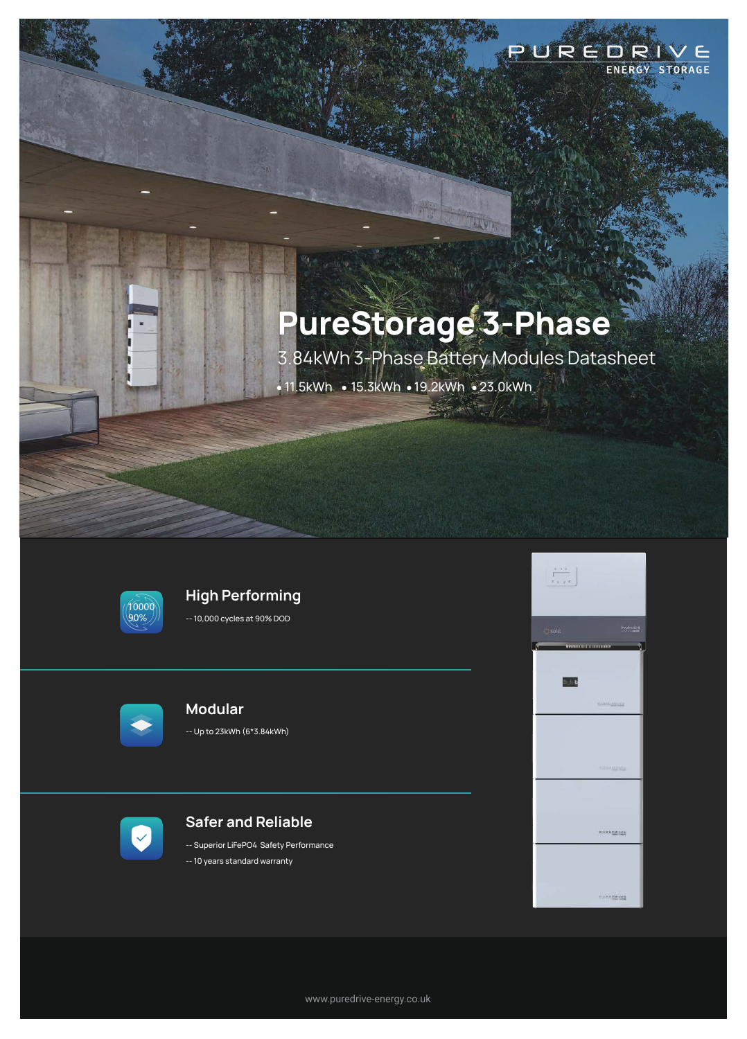PUREDRIVE
ENERGY STORAGE

# PureStorage 3-Phase

3.84kWh 3-Phase Battery Modules Datasheet

• 11.5kWh • 15.3kWh • 19.2kWh • 23.0kWh

## High Performing

-- 10,000 cycles at 90% DOD

## Modular

-- Up to 23kWh (6*3.84kWh)

## Safer and Reliable

-- Superior LiFePO4 Safety Performance

-- 10 years standard warranty

www.puredrive-energy.co.uk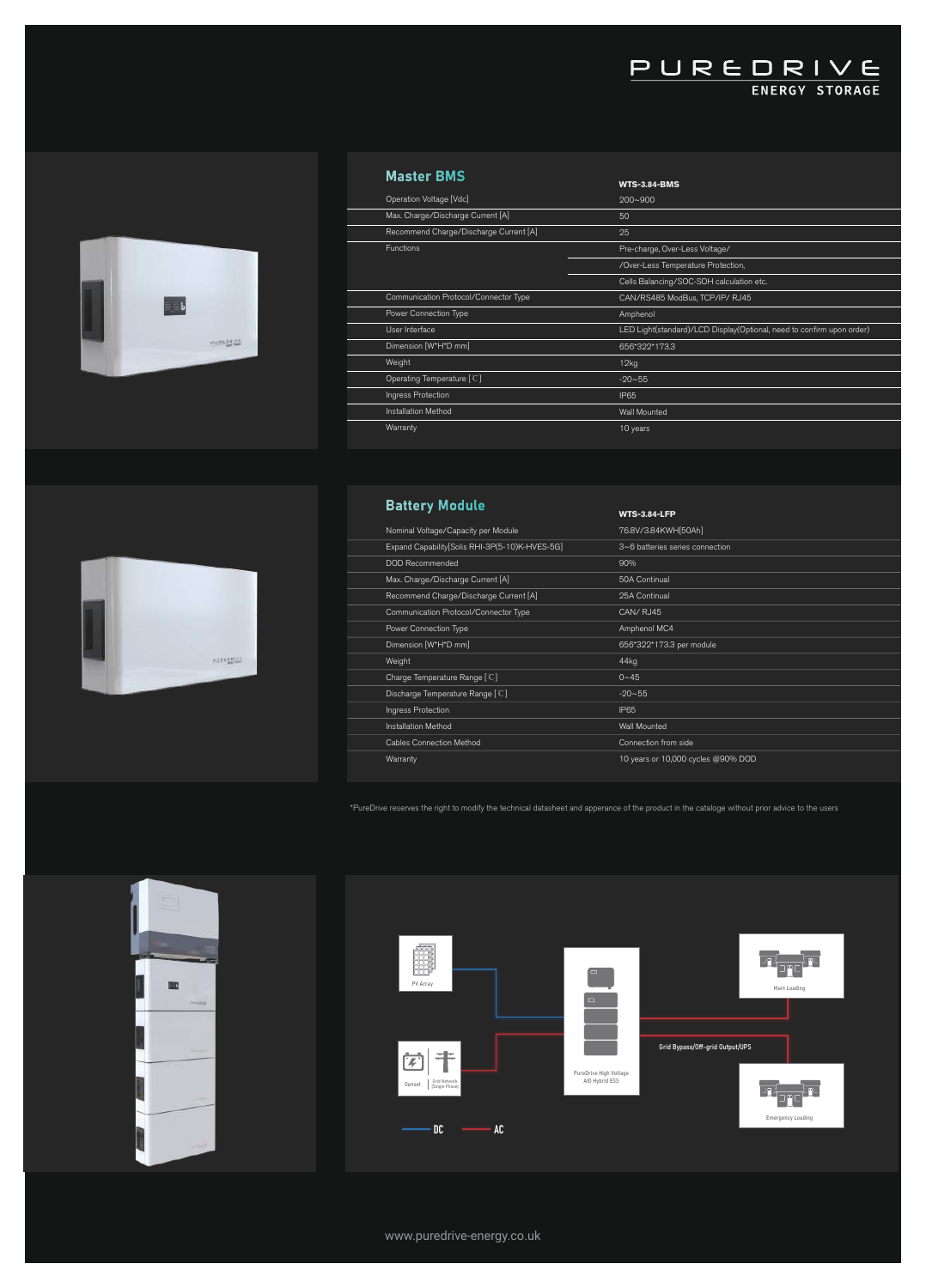# PUREDRIVE ENERGY STORAGE

## Master BMS

| | WTS-3.84-BMS |
|---|---|
| Operation Voltage [Vdc] | 200~900 |
| Max. Charge/Discharge Current [A] | 50 |
| Recommend Charge/Discharge Current [A] | 25 |
| Functions | Pre-charge, Over-Less Voltage/ /Over-Less Temperature Protection, Cells Balancing/SOC-SOH calculation etc. |
| Communication Protocol/Connector Type | CAN/RS485 ModBus, TCP/IP/ RJ45 |
| Power Connection Type | Amphenol |
| User Interface | LED Light(standard)/LCD Display(Optional, need to confirm upon order) |
| Dimension [W*H*D mm] | 656*322*173.3 |
| Weight | 12kg |
| Operating Temperature [℃] | -20~55 |
| Ingress Protection | IP65 |
| Installation Method | Wall Mounted |
| Warranty | 10 years |

## Battery Module

| | WTS-3.84-LFP |
|---|---|
| Nominal Voltage/Capacity per Module | 76.8V/3.84KWH[50Ah] |
| Expand Capability[Solis RHI-3P(5-10)K-HVES-5G] | 3~6 batteries series connection |
| DOD Recommended | 90% |
| Max. Charge/Discharge Current [A] | 50A Continual |
| Recommend Charge/Discharge Current [A] | 25A Continual |
| Communication Protocol/Connector Type | CAN/ RJ45 |
| Power Connection Type | Amphenol MC4 |
| Dimension [W*H*D mm] | 656*322*173.3 per module |
| Weight | 44kg |
| Charge Temperature Range [℃] | 0~45 |
| Discharge Temperature Range [℃] | -20~55 |
| Ingress Protection | IP65 |
| Installation Method | Wall Mounted |
| Cables Connection Method | Connection from side |
| Warranty | 10 years or 10,000 cycles @90% DOD |

*PureDrive reserves the right to modify the technical datasheet and apperance of the product in the catalogue without prior advice to the users

PV Array — PureDrive High Voltage AIO Hybrid ESS — Main Loading

Genset — Grid Network (Single Phase) — Grid Bypass/Off-grid Output/UPS — Emergency Loading

DC — AC

www.puredrive-energy.co.uk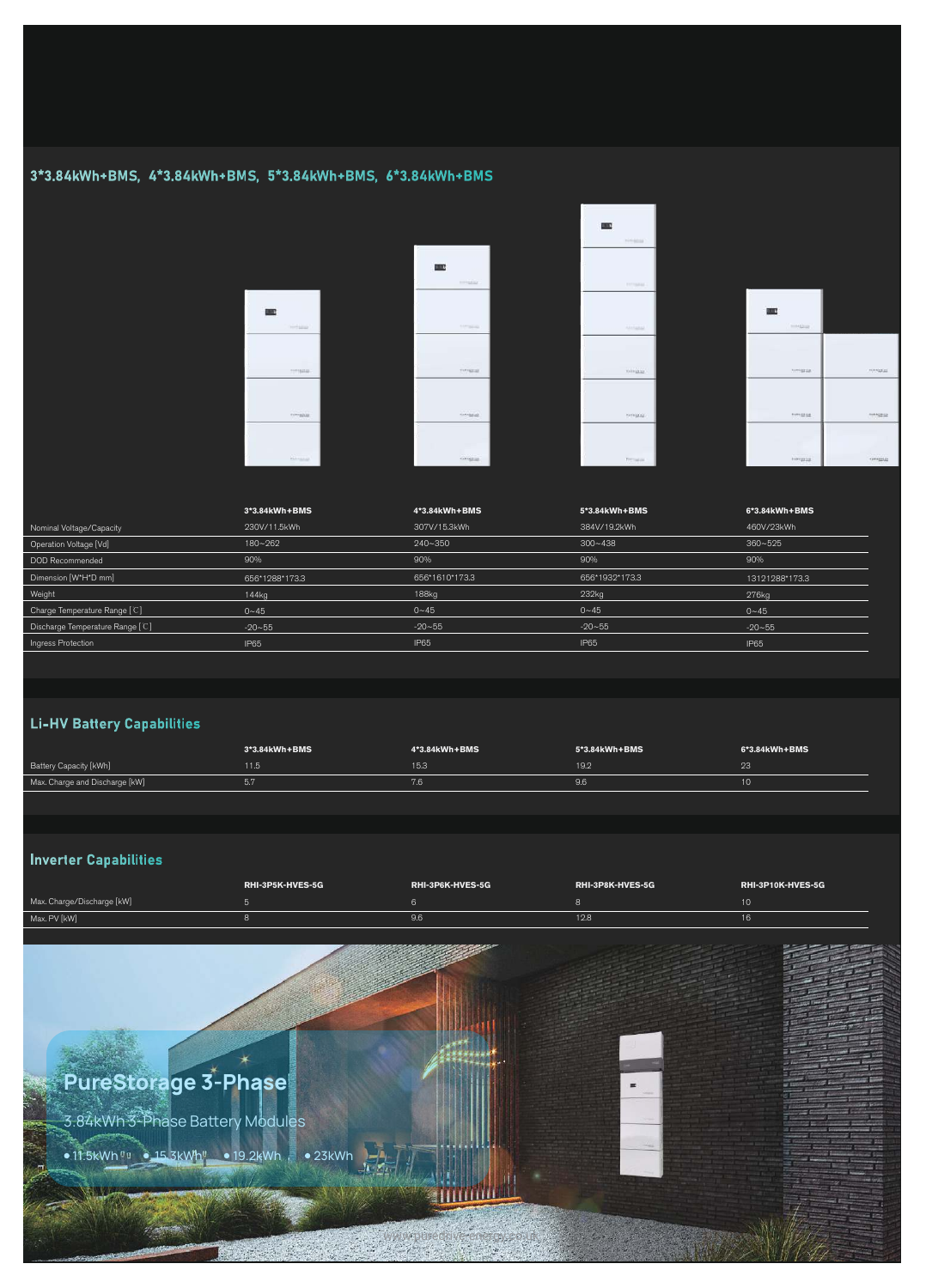## 3*3.84kWh+BMS, 4*3.84kWh+BMS, 5*3.84kWh+BMS, 6*3.84kWh+BMS

| | 3*3.84kWh+BMS | 4*3.84kWh+BMS | 5*3.84kWh+BMS | 6*3.84kWh+BMS |
|---|---|---|---|---|
| Nominal Voltage/Capacity | 230V/11.5kWh | 307V/15.3kWh | 384V/19.2kWh | 460V/23kWh |
| Operation Voltage [Vd] | 180~262 | 240~350 | 300~438 | 360~525 |
| DOD Recommended | 90% | 90% | 90% | 90% |
| Dimension [W*H*D mm] | 656*1288*173.3 | 656*1610*173.3 | 656*1932*173.3 | 1312*1288*173.3 |
| Weight | 144kg | 188kg | 232kg | 276kg |
| Charge Temperature Range [℃] | 0~45 | 0~45 | 0~45 | 0~45 |
| Discharge Temperature Range [℃] | -20~55 | -20~55 | -20~55 | -20~55 |
| Ingress Protection | IP65 | IP65 | IP65 | IP65 |

## Li-HV Battery Capabilities

| | 3*3.84kWh+BMS | 4*3.84kWh+BMS | 5*3.84kWh+BMS | 6*3.84kWh+BMS |
|---|---|---|---|---|
| Battery Capacity [kWh] | 11.5 | 15.3 | 19.2 | 23 |
| Max. Charge and Discharge [kW] | 5.7 | 7.6 | 9.6 | 10 |

## Inverter Capabilities

| | RHI-3P5K-HVES-5G | RHI-3P6K-HVES-5G | RHI-3P8K-HVES-5G | RHI-3P10K-HVES-5G |
|---|---|---|---|---|
| Max. Charge/Discharge [kW] | 5 | 6 | 8 | 10 |
| Max. PV [kW] | 8 | 9.6 | 12.8 | 16 |

## PureStorage 3-Phase

3.84kWh 3-Phase Battery Modules

- 11.5kWh
- 15.3kWh
- 19.2kWh
- 23kWh

www.puredrive-energy.co.uk